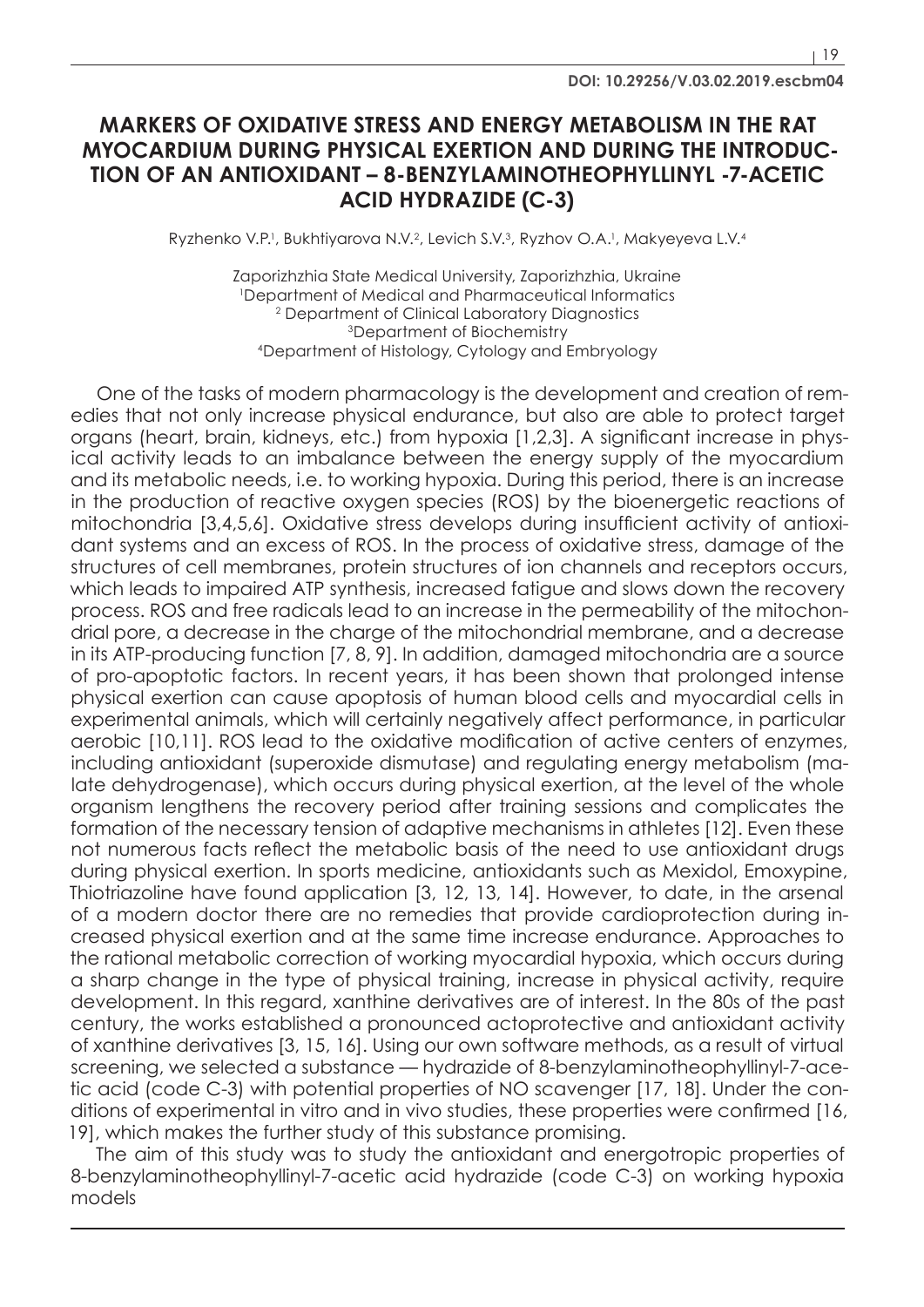# MARKERS OF OXIDATIVE STRESS AND ENERGY METABOLISM IN THE RAT MYOCARDIUM DURING PHYSICAL EXERTION AND DURING THE INTRODUCTION OF AN ANTIOXIDANT – 8-BENZYLAMINOTHEOPHYLLINYL -7-ACETIC ACID HYDRAZIDE (C-3)

**DOI: 10.29256/V.03.02.2019.escbm04**

Ryzhenko V.P.[1], Bukhtiyarova N.V.[2], Levich S.V.[3], Ryzhov O.A.[1], Makyeyeva L.V.[4]

Zaporizhzhia State Medical University, Zaporizhzhia, Ukraine
[1]Department of Medical and Pharmaceutical Informatics
[2] Department of Clinical Laboratory Diagnostics
[3]Department of Biochemistry
[4]Department of Histology, Cytology and Embryology

One of the tasks of modern pharmacology is the development and creation of remedies that not only increase physical endurance, but also are able to protect target organs (heart, brain, kidneys, etc.) from hypoxia [1,2,3]. A significant increase in physical activity leads to an imbalance between the energy supply of the myocardium and its metabolic needs, i.e. to working hypoxia. During this period, there is an increase in the production of reactive oxygen species (ROS) by the bioenergetic reactions of mitochondria [3,4,5,6]. Oxidative stress develops during insufficient activity of antioxidant systems and an excess of ROS. In the process of oxidative stress, damage of the structures of cell membranes, protein structures of ion channels and receptors occurs, which leads to impaired ATP synthesis, increased fatigue and slows down the recovery process. ROS and free radicals lead to an increase in the permeability of the mitochondrial pore, a decrease in the charge of the mitochondrial membrane, and a decrease in its ATP-producing function [7, 8, 9]. In addition, damaged mitochondria are a source of pro-apoptotic factors. In recent years, it has been shown that prolonged intense physical exertion can cause apoptosis of human blood cells and myocardial cells in experimental animals, which will certainly negatively affect performance, in particular aerobic [10,11]. ROS lead to the oxidative modification of active centers of enzymes, including antioxidant (superoxide dismutase) and regulating energy metabolism (malate dehydrogenase), which occurs during physical exertion, at the level of the whole organism lengthens the recovery period after training sessions and complicates the formation of the necessary tension of adaptive mechanisms in athletes [12]. Even these not numerous facts reflect the metabolic basis of the need to use antioxidant drugs during physical exertion. In sports medicine, antioxidants such as Mexidol, Emoxypine, Thiotriazoline have found application [3, 12, 13, 14]. However, to date, in the arsenal of a modern doctor there are no remedies that provide cardioprotection during increased physical exertion and at the same time increase endurance. Approaches to the rational metabolic correction of working myocardial hypoxia, which occurs during a sharp change in the type of physical training, increase in physical activity, require development. In this regard, xanthine derivatives are of interest. In the 80s of the past century, the works established a pronounced actoprotective and antioxidant activity of xanthine derivatives [3, 15, 16]. Using our own software methods, as a result of virtual screening, we selected a substance — hydrazide of 8-benzylaminotheophyllinyl-7-acetic acid (code C-3) with potential properties of NO scavenger [17, 18]. Under the conditions of experimental in vitro and in vivo studies, these properties were confirmed [16, 19], which makes the further study of this substance promising.

The aim of this study was to study the antioxidant and energotropic properties of 8-benzylaminotheophyllinyl-7-acetic acid hydrazide (code C-3) on working hypoxia models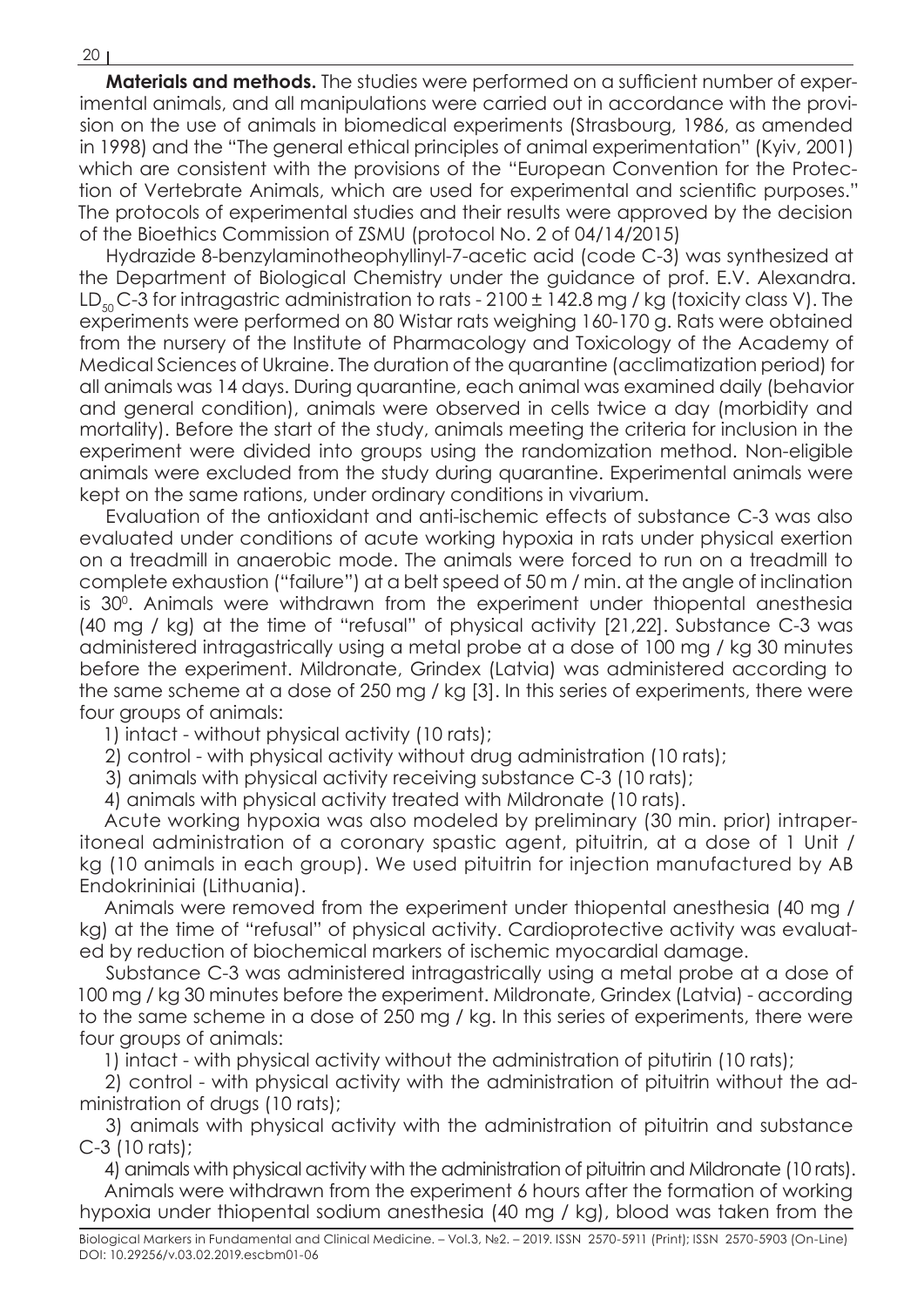**Materials and methods.** The studies were performed on a sufficient number of experimental animals, and all manipulations were carried out in accordance with the provision on the use of animals in biomedical experiments (Strasbourg, 1986, as amended in 1998) and the "The general ethical principles of animal experimentation" (Kyiv, 2001) which are consistent with the provisions of the "European Convention for the Protection of Vertebrate Animals, which are used for experimental and scientific purposes." The protocols of experimental studies and their results were approved by the decision of the Bioethics Commission of ZSMU (protocol No. 2 of 04/14/2015)

Hydrazide 8-benzylaminotheophyllinyl-7-acetic acid (code C-3) was synthesized at the Department of Biological Chemistry under the guidance of prof. E.V. Alexandra. $LD_{50}$ C-3 for intragastric administration to rats - 2100 ± 142.8 mg / kg (toxicity class V). The experiments were performed on 80 Wistar rats weighing 160-170 g. Rats were obtained from the nursery of the Institute of Pharmacology and Toxicology of the Academy of Medical Sciences of Ukraine. The duration of the quarantine (acclimatization period) for all animals was 14 days. During quarantine, each animal was examined daily (behavior and general condition), animals were observed in cells twice a day (morbidity and mortality). Before the start of the study, animals meeting the criteria for inclusion in the experiment were divided into groups using the randomization method. Non-eligible animals were excluded from the study during quarantine. Experimental animals were kept on the same rations, under ordinary conditions in vivarium.

Evaluation of the antioxidant and anti-ischemic effects of substance C-3 was also evaluated under conditions of acute working hypoxia in rats under physical exertion on a treadmill in anaerobic mode. The animals were forced to run on a treadmill to complete exhaustion ("failure") at a belt speed of 50 m / min. at the angle of inclination is $30^0$. Animals were withdrawn from the experiment under thiopental anesthesia (40 mg / kg) at the time of "refusal" of physical activity [21,22]. Substance C-3 was administered intragastrically using a metal probe at a dose of 100 mg / kg 30 minutes before the experiment. Mildronate, Grindex (Latvia) was administered according to the same scheme at a dose of 250 mg / kg [3]. In this series of experiments, there were four groups of animals:

1) intact - without physical activity (10 rats);
2) control - with physical activity without drug administration (10 rats);
3) animals with physical activity receiving substance C-3 (10 rats);
4) animals with physical activity treated with Mildronate (10 rats).

Acute working hypoxia was also modeled by preliminary (30 min. prior) intraperitoneal administration of a coronary spastic agent, pituitrin, at a dose of 1 Unit / kg (10 animals in each group). We used pituitrin for injection manufactured by AB Endokrininiai (Lithuania).

Animals were removed from the experiment under thiopental anesthesia (40 mg / kg) at the time of "refusal" of physical activity. Cardioprotective activity was evaluated by reduction of biochemical markers of ischemic myocardial damage.

Substance C-3 was administered intragastrically using a metal probe at a dose of 100 mg / kg 30 minutes before the experiment. Mildronate, Grindex (Latvia) - according to the same scheme in a dose of 250 mg / kg. In this series of experiments, there were four groups of animals:

1) intact - with physical activity without the administration of pitutirin (10 rats);
2) control - with physical activity with the administration of pituitrin without the administration of drugs (10 rats);
3) animals with physical activity with the administration of pituitrin and substance C-3 (10 rats);
4) animals with physical activity with the administration of pituitrin and Mildronate (10 rats).

Animals were withdrawn from the experiment 6 hours after the formation of working hypoxia under thiopental sodium anesthesia (40 mg / kg), blood was taken from the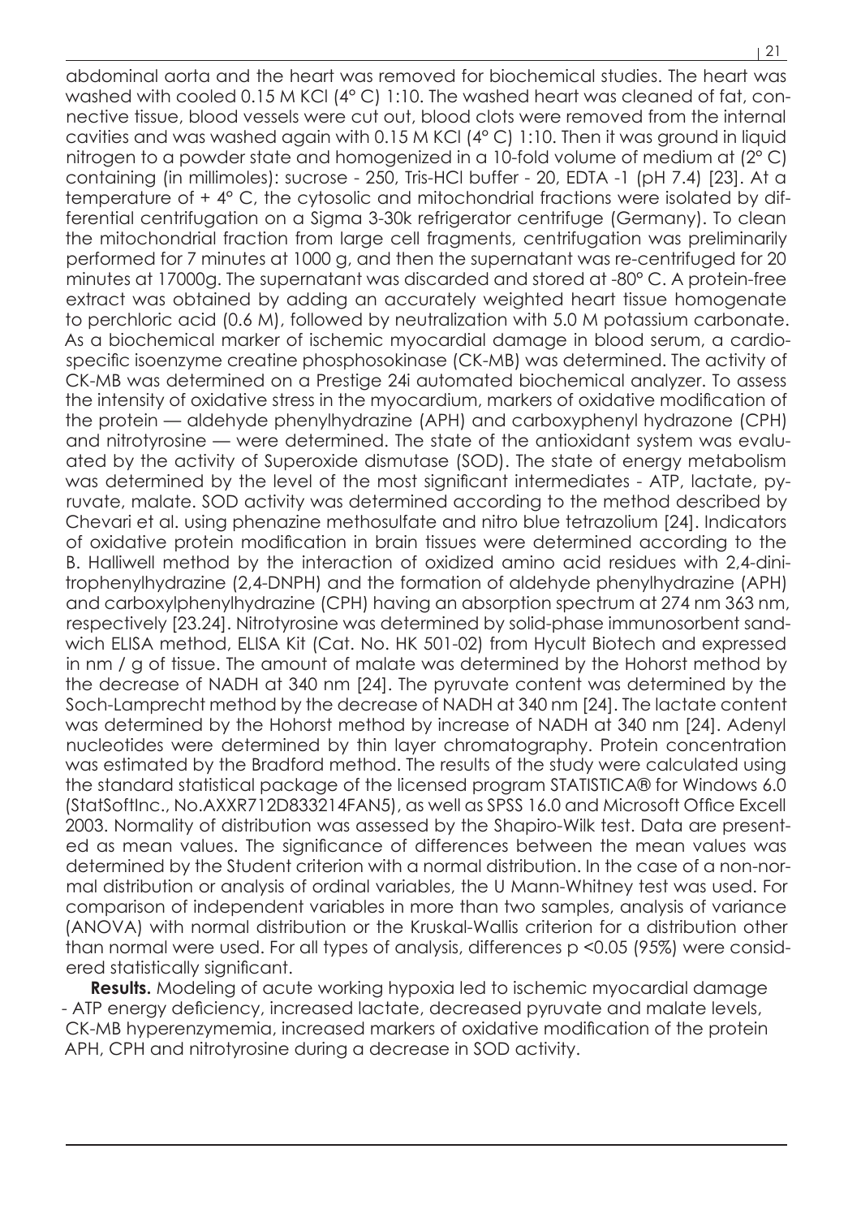abdominal aorta and the heart was removed for biochemical studies. The heart was washed with cooled 0.15 M KCl (4° C) 1:10. The washed heart was cleaned of fat, connective tissue, blood vessels were cut out, blood clots were removed from the internal cavities and was washed again with 0.15 M KCl (4° C) 1:10. Then it was ground in liquid nitrogen to a powder state and homogenized in a 10-fold volume of medium at (2° C) containing (in millimoles): sucrose - 250, Tris-HCl buffer - 20, EDTA -1 (pH 7.4) [23]. At a temperature of + 4° C, the cytosolic and mitochondrial fractions were isolated by differential centrifugation on a Sigma 3-30k refrigerator centrifuge (Germany). To clean the mitochondrial fraction from large cell fragments, centrifugation was preliminarily performed for 7 minutes at 1000 g, and then the supernatant was re-centrifuged for 20 minutes at 17000g. The supernatant was discarded and stored at -80° C. A protein-free extract was obtained by adding an accurately weighted heart tissue homogenate to perchloric acid (0.6 M), followed by neutralization with 5.0 M potassium carbonate. As a biochemical marker of ischemic myocardial damage in blood serum, a cardiospecific isoenzyme creatine phosphosokinase (CK-MB) was determined. The activity of CK-MB was determined on a Prestige 24i automated biochemical analyzer. To assess the intensity of oxidative stress in the myocardium, markers of oxidative modification of the protein — aldehyde phenylhydrazine (APH) and carboxyphenyl hydrazone (CPH) and nitrotyrosine — were determined. The state of the antioxidant system was evaluated by the activity of Superoxide dismutase (SOD). The state of energy metabolism was determined by the level of the most significant intermediates - ATP, lactate, pyruvate, malate. SOD activity was determined according to the method described by Chevari et al. using phenazine methosulfate and nitro blue tetrazolium [24]. Indicators of oxidative protein modification in brain tissues were determined according to the B. Halliwell method by the interaction of oxidized amino acid residues with 2,4-dinitrophenylhydrazine (2,4-DNPH) and the formation of aldehyde phenylhydrazine (APH) and carboxylphenylhydrazine (CPH) having an absorption spectrum at 274 nm 363 nm, respectively [23.24]. Nitrotyrosine was determined by solid-phase immunosorbent sandwich ELISA method, ELISA Kit (Cat. No. HK 501-02) from Hycult Biotech and expressed in nm / g of tissue. The amount of malate was determined by the Hohorst method by the decrease of NADH at 340 nm [24]. The pyruvate content was determined by the Soch-Lamprecht method by the decrease of NADH at 340 nm [24]. The lactate content was determined by the Hohorst method by increase of NADH at 340 nm [24]. Adenyl nucleotides were determined by thin layer chromatography. Protein concentration was estimated by the Bradford method. The results of the study were calculated using the standard statistical package of the licensed program STATISTICA® for Windows 6.0 (StatSoftInc., No.AXXR712D833214FAN5), as well as SPSS 16.0 and Microsoft Office Excell 2003. Normality of distribution was assessed by the Shapiro-Wilk test. Data are presented as mean values. The significance of differences between the mean values was determined by the Student criterion with a normal distribution. In the case of a non-normal distribution or analysis of ordinal variables, the U Mann-Whitney test was used. For comparison of independent variables in more than two samples, analysis of variance (ANOVA) with normal distribution or the Kruskal-Wallis criterion for a distribution other than normal were used. For all types of analysis, differences $p < 0.05$ (95%) were considered statistically significant.

**Results.** Modeling of acute working hypoxia led to ischemic myocardial damage - ATP energy deficiency, increased lactate, decreased pyruvate and malate levels, CK-MB hyperenzymemia, increased markers of oxidative modification of the protein APH, CPH and nitrotyrosine during a decrease in SOD activity.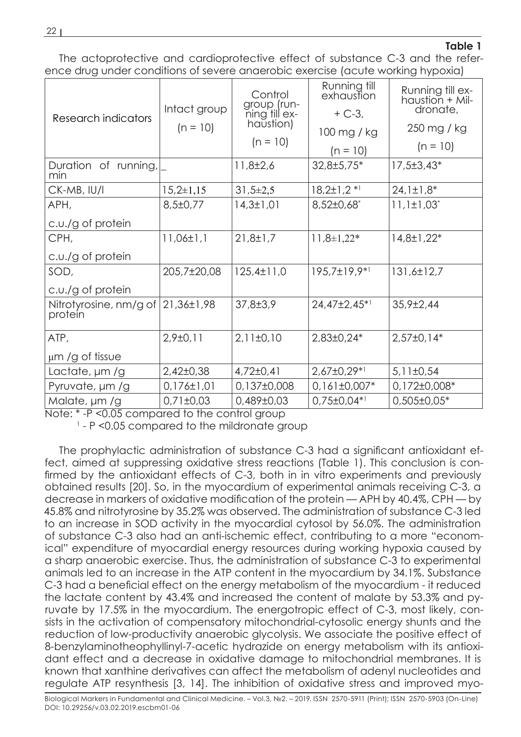**Table 1**

The actoprotective and cardioprotective effect of substance C-3 and the reference drug under conditions of severe anaerobic exercise (acute working hypoxia)

| Research indicators | Intact group (n = 10) | Control group (running till exhaustion) (n = 10) | Running till exhaustion + C-3, 100 mg / kg (n = 10) | Running till exhaustion + Mildronate, 250 mg / kg (n = 10) |
|---|---|---|---|---|
| Duration of running, min | _ | 11,8±2,6 | 32,8±5,75* | 17,5±3,43* |
| CK-MB, IU/l | 15,2±1,15 | 31,5±2,5 | 18,2±1,2 *[1] | 24,1±1,8* |
| APH, c.u./g of protein | 8,5±0,77 | 14,3±1,01 | 8,52±0,68* | 11,1±1,03* |
| CPH, c.u./g of protein | 11,06±1,1 | 21,8±1,7 | 11,8±1,22* | 14,8±1,22* |
| SOD, c.u./g of protein | 205,7±20,08 | 125,4±11,0 | 195,7±19,9*[1] | 131,6±12,7 |
| Nitrotyrosine, nm/g of protein | 21,36±1,98 | 37,8±3,9 | 24,47±2,45*[1] | 35,9±2,44 |
| ATP, μm /g of tissue | 2,9±0,11 | 2,11±0,10 | 2,83±0,24* | 2,57±0,14* |
| Lactate, μm /g | 2,42±0,38 | 4,72±0,41 | 2,67±0,29*[1] | 5,11±0,54 |
| Pyruvate, μm /g | 0,176±1,01 | 0,137±0,008 | 0,161±0,007* | 0,172±0,008* |
| Malate, μm /g | 0,71±0,03 | 0,489±0,03 | 0,75±0,04*[1] | 0,505±0,05* |

Note: * -P <0.05 compared to the control group

[1] - P <0.05 compared to the mildronate group

The prophylactic administration of substance C-3 had a significant antioxidant effect, aimed at suppressing oxidative stress reactions (Table 1). This conclusion is confirmed by the antioxidant effects of C-3, both in in vitro experiments and previously obtained results [20]. So, in the myocardium of experimental animals receiving C-3, a decrease in markers of oxidative modification of the protein — APH by 40.4%, CPH — by 45.8% and nitrotyrosine by 35.2% was observed. The administration of substance C-3 led to an increase in SOD activity in the myocardial cytosol by 56.0%. The administration of substance C-3 also had an anti-ischemic effect, contributing to a more "economical" expenditure of myocardial energy resources during working hypoxia caused by a sharp anaerobic exercise. Thus, the administration of substance C-3 to experimental animals led to an increase in the ATP content in the myocardium by 34.1%. Substance C-3 had a beneficial effect on the energy metabolism of the myocardium - it reduced the lactate content by 43.4% and increased the content of malate by 53.3% and pyruvate by 17.5% in the myocardium. The energotropic effect of C-3, most likely, consists in the activation of compensatory mitochondrial-cytosolic energy shunts and the reduction of low-productivity anaerobic glycolysis. We associate the positive effect of 8-benzylaminotheophyllinyl-7-acetic hydrazide on energy metabolism with its antioxidant effect and a decrease in oxidative damage to mitochondrial membranes. It is known that xanthine derivatives can affect the metabolism of adenyl nucleotides and regulate ATP resynthesis [3, 14]. The inhibition of oxidative stress and improved myo-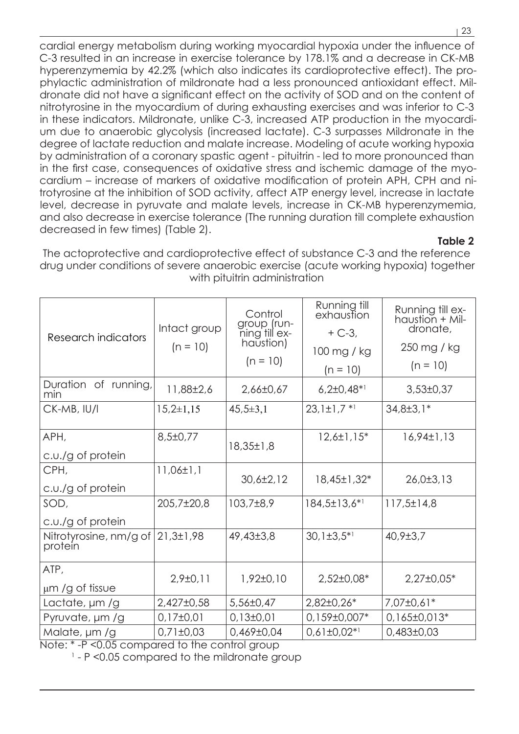cardial energy metabolism during working myocardial hypoxia under the influence of C-3 resulted in an increase in exercise tolerance by 178.1% and a decrease in CK-MB hyperenzymemia by 42.2% (which also indicates its cardioprotective effect). The prophylactic administration of mildronate had a less pronounced antioxidant effect. Mildronate did not have a significant effect on the activity of SOD and on the content of nitrotyrosine in the myocardium of during exhausting exercises and was inferior to C-3 in these indicators. Mildronate, unlike C-3, increased ATP production in the myocardium due to anaerobic glycolysis (increased lactate). C-3 surpasses Mildronate in the degree of lactate reduction and malate increase. Modeling of acute working hypoxia by administration of a coronary spastic agent - pituitrin - led to more pronounced than in the first case, consequences of oxidative stress and ischemic damage of the myocardium – increase of markers of oxidative modification of protein APH, CPH and nitrotyrosine at the inhibition of SOD activity, affect ATP energy level, increase in lactate level, decrease in pyruvate and malate levels, increase in CK-MB hyperenzymemia, and also decrease in exercise tolerance (The running duration till complete exhaustion decreased in few times) (Table 2).

**Table 2**

The actoprotective and cardioprotective effect of substance C-3 and the reference drug under conditions of severe anaerobic exercise (acute working hypoxia) together with pituitrin administration

| Research indicators | Intact group (n = 10) | Control group (running till exhaustion) (n = 10) | Running till exhaustion + C-3, 100 mg / kg (n = 10) | Running till exhaustion + Mildronate, 250 mg / kg (n = 10) |
|---|---|---|---|---|
| Duration of running, min | 11,88±2,6 | 2,66±0,67 | 6,2±0,48*[1] | 3,53±0,37 |
| CK-MB, IU/l | 15,2±1,15 | 45,5±3,1 | 23,1±1,7 *[1] | 34,8±3,1* |
| APH, c.u./g of protein | 8,5±0,77 | 18,35±1,8 | 12,6±1,15* | 16,94±1,13 |
| CPH, c.u./g of protein | 11,06±1,1 | 30,6±2,12 | 18,45±1,32* | 26,0±3,13 |
| SOD, c.u./g of protein | 205,7±20,8 | 103,7±8,9 | 184,5±13,6*[1] | 117,5±14,8 |
| Nitrotyrosine, nm/g of protein | 21,3±1,98 | 49,43±3,8 | 30,1±3,5*[1] | 40,9±3,7 |
| ATP, μm /g of tissue | 2,9±0,11 | 1,92±0,10 | 2,52±0,08* | 2,27±0,05* |
| Lactate, μm /g | 2,427±0,58 | 5,56±0,47 | 2,82±0,26* | 7,07±0,61* |
| Pyruvate, μm /g | 0,17±0,01 | 0,13±0,01 | 0,159±0,007* | 0,165±0,013* |
| Malate, μm /g | 0,71±0,03 | 0,469±0,04 | 0,61±0,02*[1] | 0,483±0,03 |

Note: * -P <0.05 compared to the control group

[1] - P <0.05 compared to the mildronate group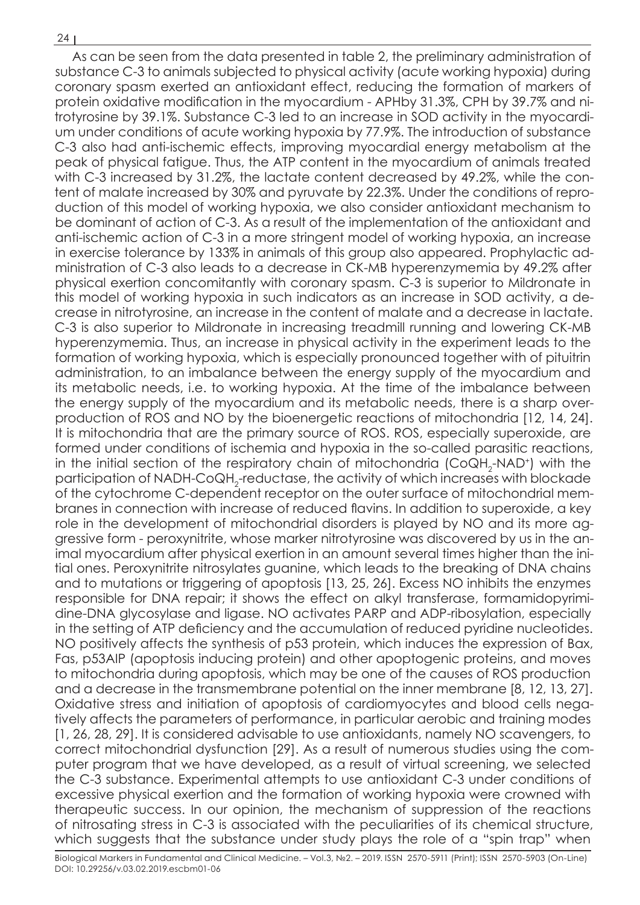As can be seen from the data presented in table 2, the preliminary administration of substance C-3 to animals subjected to physical activity (acute working hypoxia) during coronary spasm exerted an antioxidant effect, reducing the formation of markers of protein oxidative modification in the myocardium - APHby 31.3%, CPH by 39.7% and nitrotyrosine by 39.1%. Substance C-3 led to an increase in SOD activity in the myocardium under conditions of acute working hypoxia by 77.9%. The introduction of substance C-3 also had anti-ischemic effects, improving myocardial energy metabolism at the peak of physical fatigue. Thus, the ATP content in the myocardium of animals treated with C-3 increased by 31.2%, the lactate content decreased by 49.2%, while the content of malate increased by 30% and pyruvate by 22.3%. Under the conditions of reproduction of this model of working hypoxia, we also consider antioxidant mechanism to be dominant of action of C-3. As a result of the implementation of the antioxidant and anti-ischemic action of C-3 in a more stringent model of working hypoxia, an increase in exercise tolerance by 133% in animals of this group also appeared. Prophylactic administration of C-3 also leads to a decrease in CK-MB hyperenzymemia by 49.2% after physical exertion concomitantly with coronary spasm. C-3 is superior to Mildronate in this model of working hypoxia in such indicators as an increase in SOD activity, a decrease in nitrotyrosine, an increase in the content of malate and a decrease in lactate. C-3 is also superior to Mildronate in increasing treadmill running and lowering CK-MB hyperenzymemia. Thus, an increase in physical activity in the experiment leads to the formation of working hypoxia, which is especially pronounced together with of pituitrin administration, to an imbalance between the energy supply of the myocardium and its metabolic needs, i.e. to working hypoxia. At the time of the imbalance between the energy supply of the myocardium and its metabolic needs, there is a sharp overproduction of ROS and NO by the bioenergetic reactions of mitochondria [12, 14, 24]. It is mitochondria that are the primary source of ROS. ROS, especially superoxide, are formed under conditions of ischemia and hypoxia in the so-called parasitic reactions, in the initial section of the respiratory chain of mitochondria ($CoQH_2$-$NAD^+$) with the participation of NADH-$CoQH_2$-reductase, the activity of which increases with blockade of the cytochrome C-dependent receptor on the outer surface of mitochondrial membranes in connection with increase of reduced flavins. In addition to superoxide, a key role in the development of mitochondrial disorders is played by NO and its more aggressive form - peroxynitrite, whose marker nitrotyrosine was discovered by us in the animal myocardium after physical exertion in an amount several times higher than the initial ones. Peroxynitrite nitrosylates guanine, which leads to the breaking of DNA chains and to mutations or triggering of apoptosis [13, 25, 26]. Excess NO inhibits the enzymes responsible for DNA repair; it shows the effect on alkyl transferase, formamidopyrimidine-DNA glycosylase and ligase. NO activates PARP and ADP-ribosylation, especially in the setting of ATP deficiency and the accumulation of reduced pyridine nucleotides. NO positively affects the synthesis of p53 protein, which induces the expression of Bax, Fas, p53AIP (apoptosis inducing protein) and other apoptogenic proteins, and moves to mitochondria during apoptosis, which may be one of the causes of ROS production and a decrease in the transmembrane potential on the inner membrane [8, 12, 13, 27]. Oxidative stress and initiation of apoptosis of cardiomyocytes and blood cells negatively affects the parameters of performance, in particular aerobic and training modes [1, 26, 28, 29]. It is considered advisable to use antioxidants, namely NO scavengers, to correct mitochondrial dysfunction [29]. As a result of numerous studies using the computer program that we have developed, as a result of virtual screening, we selected the C-3 substance. Experimental attempts to use antioxidant C-3 under conditions of excessive physical exertion and the formation of working hypoxia were crowned with therapeutic success. In our opinion, the mechanism of suppression of the reactions of nitrosating stress in C-3 is associated with the peculiarities of its chemical structure, which suggests that the substance under study plays the role of a "spin trap" when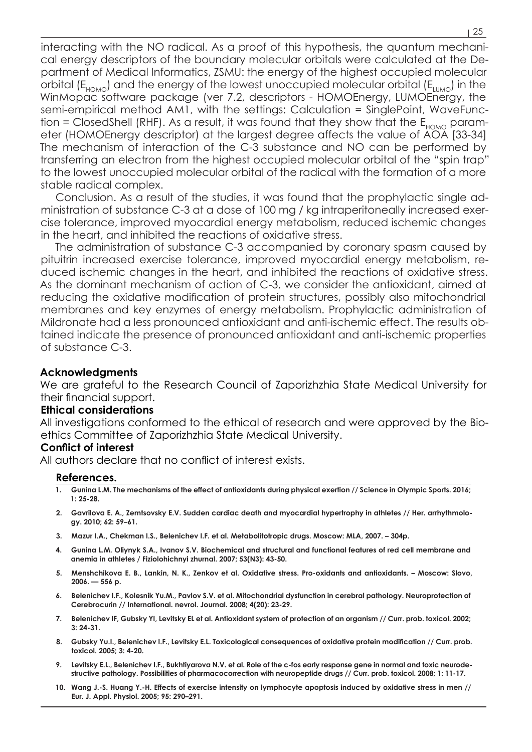interacting with the NO radical. As a proof of this hypothesis, the quantum mechanical energy descriptors of the boundary molecular orbitals were calculated at the Department of Medical Informatics, ZSMU: the energy of the highest occupied molecular orbital ($E_{HOMO}$) and the energy of the lowest unoccupied molecular orbital ($E_{LUMO}$) in the WinMopac software package (ver 7.2, descriptors - HOMOEnergy, LUMOEnergy, the semi-empirical method AM1, with the settings: Calculation = SinglePoint, WaveFunction = ClosedShell (RHF). As a result, it was found that they show that the $E_{HOMO}$ parameter (HOMOEnergy descriptor) at the largest degree affects the value of AOA [33-34] The mechanism of interaction of the C-3 substance and NO can be performed by transferring an electron from the highest occupied molecular orbital of the "spin trap" to the lowest unoccupied molecular orbital of the radical with the formation of a more stable radical complex.

Conclusion. As a result of the studies, it was found that the prophylactic single administration of substance C-3 at a dose of 100 mg / kg intraperitoneally increased exercise tolerance, improved myocardial energy metabolism, reduced ischemic changes in the heart, and inhibited the reactions of oxidative stress.

The administration of substance C-3 accompanied by coronary spasm caused by pituitrin increased exercise tolerance, improved myocardial energy metabolism, reduced ischemic changes in the heart, and inhibited the reactions of oxidative stress. As the dominant mechanism of action of C-3, we consider the antioxidant, aimed at reducing the oxidative modification of protein structures, possibly also mitochondrial membranes and key enzymes of energy metabolism. Prophylactic administration of Mildronate had a less pronounced antioxidant and anti-ischemic effect. The results obtained indicate the presence of pronounced antioxidant and anti-ischemic properties of substance C-3.

## Acknowledgments

We are grateful to the Research Council of Zaporizhzhia State Medical University for their financial support.

## Ethical considerations

All investigations conformed to the ethical of research and were approved by the Bioethics Committee of Zaporizhzhia State Medical University.

## Conflict of interest

All authors declare that no conflict of interest exists.

## References.

1. Gunina L.M. The mechanisms of the effect of antioxidants during physical exertion // Science in Olympic Sports. 2016; 1: 25-28.
2. Gavrilova E. A., Zemtsovsky E.V. Sudden cardiac death and myocardial hypertrophy in athletes // Her. arrhythmology. 2010; 62: 59–61.
3. Mazur I.A., Chekman I.S., Belenichev I.F. et al. Metabolitotropic drugs. Moscow: MLA, 2007. – 304p.
4. Gunina L.M. Oliynyk S.A., Ivanov S.V. Biochemical and structural and functional features of red cell membrane and anemia in athletes / Fiziolohichnyi zhurnal. 2007; 53(N3): 43-50.
5. Menshchikova E. B., Lankin, N. K., Zenkov et al. Oxidative stress. Pro-oxidants and antioxidants. – Moscow: Slovo, 2006. — 556 p.
6. Belenichev I.F., Kolesnik Yu.M., Pavlov S.V. et al. Mitochondrial dysfunction in cerebral pathology. Neuroprotection of Cerebrocurin // International. nevrol. Journal. 2008; 4(20): 23-29.
7. Belenichev IF, Gubsky YI, Levitsky EL et al. Antioxidant system of protection of an organism // Curr. prob. toxicol. 2002; 3: 24-31.
8. Gubsky Yu.I., Belenichev I.F., Levitsky E.L. Toxicological consequences of oxidative protein modification // Curr. prob. toxicol. 2005; 3: 4-20.
9. Levitsky E.L., Belenichev I.F., Bukhtiyarova N.V. et al. Role of the c-fos early response gene in normal and toxic neurodestructive pathology. Possibilities of pharmacocorrection with neuropeptide drugs // Curr. prob. toxicol. 2008; 1: 11-17.
10. Wang J.-S. Huang Y.-H. Effects of exercise intensity on lymphocyte apoptosis induced by oxidative stress in men // Eur. J. Appl. Physiol. 2005; 95: 290–291.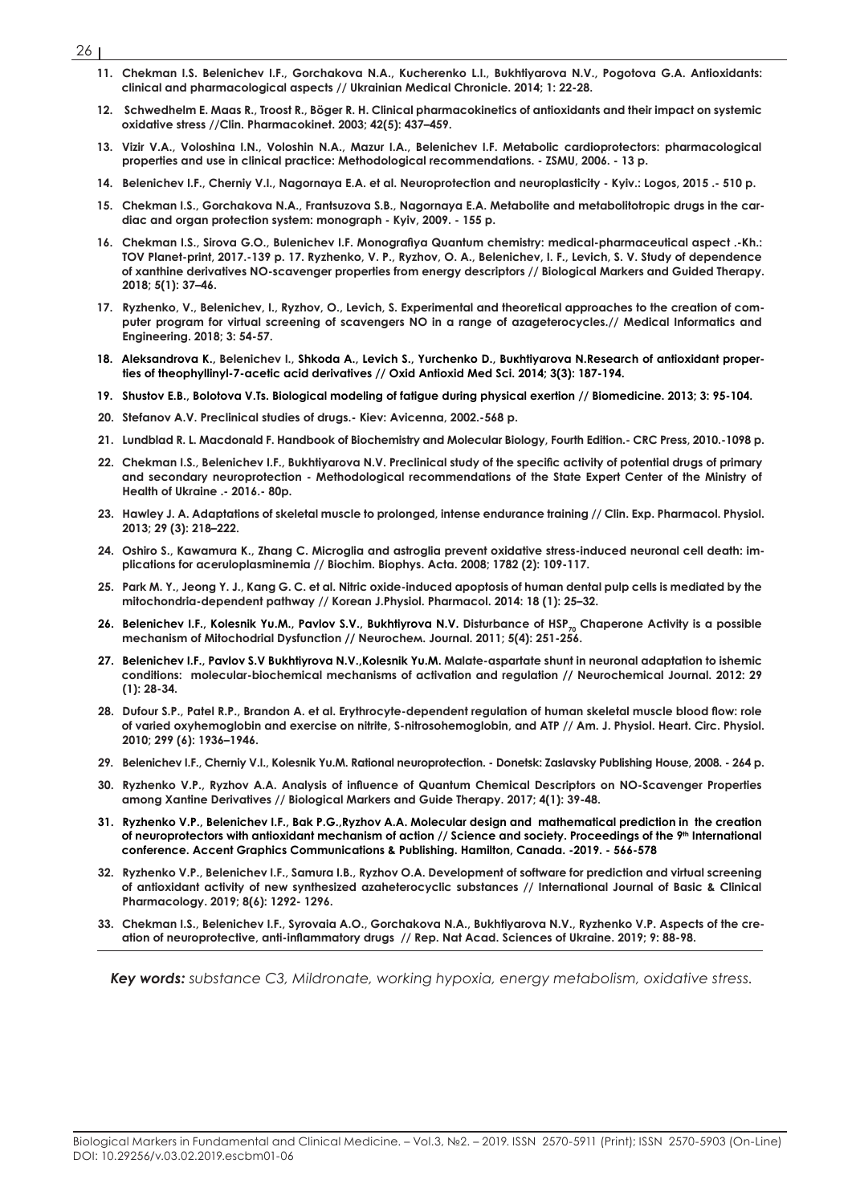11. Chekman I.S. Belenichev I.F., Gorchakova N.A., Kucherenko L.I., Bukhtiyarova N.V., Pogotova G.A. Antioxidants: clinical and pharmacological aspects // Ukrainian Medical Chronicle. 2014; 1: 22-28.

12. Schwedhelm E. Maas R., Troost R., Böger R. H. Clinical pharmacokinetics of antioxidants and their impact on systemic oxidative stress //Clin. Pharmacokinet. 2003; 42(5): 437–459.

13. Vizir V.A., Voloshina I.N., Voloshin N.A., Mazur I.A., Belenichev I.F. Metabolic cardioprotectors: pharmacological properties and use in clinical practice: Methodological recommendations. - ZSMU, 2006. - 13 p.

14. Belenichev I.F., Cherniy V.I., Nagornaya E.A. et al. Neuroprotection and neuroplasticity - Kyiv.: Logos, 2015 .- 510 p.

15. Chekman I.S., Gorchakova N.A., Frantsuzova S.B., Nagornaya E.A. Metabolite and metabolitotropic drugs in the cardiac and organ protection system: monograph - Kyiv, 2009. - 155 p.

16. Chekman I.S., Sirova G.O., Bulenichev I.F. Monografiya Quantum chemistry: medical-pharmaceutical aspect .-Kh.: TOV Planet-print, 2017.-139 p. 17. Ryzhenko, V. P., Ryzhov, O. A., Belenichev, I. F., Levich, S. V. Study of dependence of xanthine derivatives NO-scavenger properties from energy descriptors // Biological Markers and Guided Therapy. 2018; 5(1): 37–46.

17. Ryzhenko, V., Belenichev, I., Ryzhov, O., Levich, S. Experimental and theoretical approaches to the creation of computer program for virtual screening of scavengers NO in a range of azageterocycles.// Medical Informatics and Engineering. 2018; 3: 54-57.

18. Aleksandrova K., Belenichev I., Shkoda A., Levich S., Yurchenko D., Bukhtiyarova N.Research of antioxidant properties of theophyllinyl-7-acetic acid derivatives // Oxid Antioxid Med Sci. 2014; 3(3): 187-194.

19. Shustov E.B., Bolotova V.Ts. Biological modeling of fatigue during physical exertion // Biomedicine. 2013; 3: 95-104.

20. Stefanov A.V. Preclinical studies of drugs.- Kiev: Avicenna, 2002.-568 p.

21. Lundblad R. L. Macdonald F. Handbook of Biochemistry and Molecular Biology, Fourth Edition.- CRC Press, 2010.-1098 p.

22. Chekman I.S., Belenichev I.F., Bukhtiyarova N.V. Preclinical study of the specific activity of potential drugs of primary and secondary neuroprotection - Methodological recommendations of the State Expert Center of the Ministry of Health of Ukraine .- 2016.- 80p.

23. Hawley J. A. Adaptations of skeletal muscle to prolonged, intense endurance training // Clin. Exp. Pharmacol. Physiol. 2013; 29 (3): 218–222.

24. Oshiro S., Kawamura K., Zhang C. Microglia and astroglia prevent oxidative stress-induced neuronal cell death: implications for aceruloplasminemia // Biochim. Biophys. Acta. 2008; 1782 (2): 109-117.

25. Park M. Y., Jeong Y. J., Kang G. C. et al. Nitric oxide-induced apoptosis of human dental pulp cells is mediated by the mitochondria-dependent pathway // Korean J.Physiol. Pharmacol. 2014: 18 (1): 25–32.

26. Belenichev I.F., Kolesnik Yu.M., Pavlov S.V., Bukhtiyrova N.V. Disturbance of $HSP_{70}$ Chaperone Activity is a possible mechanism of Mitochodrial Dysfunction // Neurochem. Journal. 2011; 5(4): 251-256.

27. Belenichev I.F., Pavlov S.V Bukhtiyrova N.V.,Kolesnik Yu.M. Malate-aspartate shunt in neuronal adaptation to ishemic conditions: molecular-biochemical mechanisms of activation and regulation // Neurochemical Journal. 2012: 29 (1): 28-34.

28. Dufour S.P., Patel R.P., Brandon A. et al. Erythrocyte-dependent regulation of human skeletal muscle blood flow: role of varied oxyhemoglobin and exercise on nitrite, S-nitrosohemoglobin, and ATP // Am. J. Physiol. Heart. Circ. Physiol. 2010; 299 (6): 1936–1946.

29. Belenichev I.F., Cherniy V.I., Kolesnik Yu.M. Rational neuroprotection. - Donetsk: Zaslavsky Publishing House, 2008. - 264 p.

30. Ryzhenko V.P., Ryzhov A.A. Analysis of influence of Quantum Chemical Descriptors on NO-Scavenger Properties among Xantine Derivatives // Biological Markers and Guide Therapy. 2017; 4(1): 39-48.

31. Ryzhenko V.P., Belenichev I.F., Bak P.G.,Ryzhov A.A. Molecular design and mathematical prediction in the creation of neuroprotectors with antioxidant mechanism of action // Science and society. Proceedings of the 9th International conference. Accent Graphics Communications & Publishing. Hamilton, Canada. -2019. - 566-578

32. Ryzhenko V.P., Belenichev I.F., Samura I.B., Ryzhov O.A. Development of software for prediction and virtual screening of antioxidant activity of new synthesized azaheterocyclic substances // International Journal of Basic & Clinical Pharmacology. 2019; 8(6): 1292- 1296.

33. Chekman I.S., Belenichev I.F., Syrovaia A.O., Gorchakova N.A., Bukhtiyarova N.V., Ryzhenko V.P. Aspects of the creation of neuroprotective, anti-inflammatory drugs // Rep. Nat Acad. Sciences of Ukraine. 2019; 9: 88-98.

***Key words:*** *substance C3, Mildronate, working hypoxia, energy metabolism, oxidative stress.*